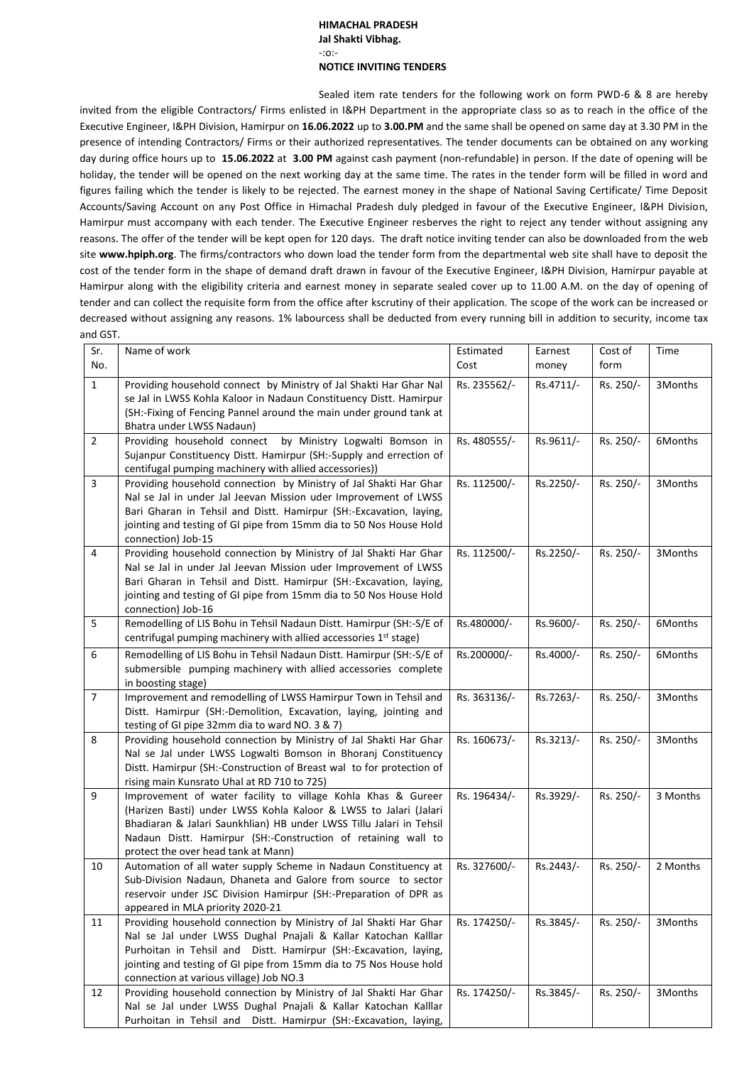**HIMACHAL PRADESH**
**Jal Shakti Vibhag.**
-:o:-
**NOTICE INVITING TENDERS**

Sealed item rate tenders for the following work on form PWD-6 & 8 are hereby invited from the eligible Contractors/ Firms enlisted in I&PH Department in the appropriate class so as to reach in the office of the Executive Engineer, I&PH Division, Hamirpur on **16.06.2022** up to **3.00.PM** and the same shall be opened on same day at 3.30 PM in the presence of intending Contractors/ Firms or their authorized representatives. The tender documents can be obtained on any working day during office hours up to **15.06.2022** at **3.00 PM** against cash payment (non-refundable) in person. If the date of opening will be holiday, the tender will be opened on the next working day at the same time. The rates in the tender form will be filled in word and figures failing which the tender is likely to be rejected. The earnest money in the shape of National Saving Certificate/ Time Deposit Accounts/Saving Account on any Post Office in Himachal Pradesh duly pledged in favour of the Executive Engineer, I&PH Division, Hamirpur must accompany with each tender. The Executive Engineer resberves the right to reject any tender without assigning any reasons. The offer of the tender will be kept open for 120 days. The draft notice inviting tender can also be downloaded from the web site **www.hpiph.org**. The firms/contractors who down load the tender form from the departmental web site shall have to deposit the cost of the tender form in the shape of demand draft drawn in favour of the Executive Engineer, I&PH Division, Hamirpur payable at Hamirpur along with the eligibility criteria and earnest money in separate sealed cover up to 11.00 A.M. on the day of opening of tender and can collect the requisite form from the office after kscrutiny of their application. The scope of the work can be increased or decreased without assigning any reasons. 1% labourcess shall be deducted from every running bill in addition to security, income tax and GST.

| Sr. No. | Name of work | Estimated Cost | Earnest money | Cost of form | Time |
|---|---|---|---|---|---|
| 1 | Providing household connect by Ministry of Jal Shakti Har Ghar Nal se Jal in LWSS Kohla Kaloor in Nadaun Constituency Distt. Hamirpur (SH:-Fixing of Fencing Pannel around the main under ground tank at Bhatra under LWSS Nadaun) | Rs. 235562/- | Rs.4711/- | Rs. 250/- | 3Months |
| 2 | Providing household connect by Ministry Logwalti Bomson in Sujanpur Constituency Distt. Hamirpur (SH:-Supply and errection of centifugal pumping machinery with allied accessories)) | Rs. 480555/- | Rs.9611/- | Rs. 250/- | 6Months |
| 3 | Providing household connection by Ministry of Jal Shakti Har Ghar Nal se Jal in under Jal Jeevan Mission uder Improvement of LWSS Bari Gharan in Tehsil and Distt. Hamirpur (SH:-Excavation, laying, jointing and testing of GI pipe from 15mm dia to 50 Nos House Hold connection) Job-15 | Rs. 112500/- | Rs.2250/- | Rs. 250/- | 3Months |
| 4 | Providing household connection by Ministry of Jal Shakti Har Ghar Nal se Jal in under Jal Jeevan Mission uder Improvement of LWSS Bari Gharan in Tehsil and Distt. Hamirpur (SH:-Excavation, laying, jointing and testing of GI pipe from 15mm dia to 50 Nos House Hold connection) Job-16 | Rs. 112500/- | Rs.2250/- | Rs. 250/- | 3Months |
| 5 | Remodelling of LIS Bohu in Tehsil Nadaun Distt. Hamirpur (SH:-S/E of centrifugal pumping machinery with allied accessories 1st stage) | Rs.480000/- | Rs.9600/- | Rs. 250/- | 6Months |
| 6 | Remodelling of LIS Bohu in Tehsil Nadaun Distt. Hamirpur (SH:-S/E of submersible pumping machinery with allied accessories complete in boosting stage) | Rs.200000/- | Rs.4000/- | Rs. 250/- | 6Months |
| 7 | Improvement and remodelling of LWSS Hamirpur Town in Tehsil and Distt. Hamirpur (SH:-Demolition, Excavation, laying, jointing and testing of GI pipe 32mm dia to ward NO. 3 & 7) | Rs. 363136/- | Rs.7263/- | Rs. 250/- | 3Months |
| 8 | Providing household connection by Ministry of Jal Shakti Har Ghar Nal se Jal under LWSS Logwalti Bomson in Bhoranj Constituency Distt. Hamirpur (SH:-Construction of Breast wal to for protection of rising main Kunsrato Uhal at RD 710 to 725) | Rs. 160673/- | Rs.3213/- | Rs. 250/- | 3Months |
| 9 | Improvement of water facility to village Kohla Khas & Gureer (Harizen Basti) under LWSS Kohla Kaloor & LWSS to Jalari (Jalari Bhadiaran & Jalari Saunkhlian) HB under LWSS Tillu Jalari in Tehsil Nadaun Distt. Hamirpur (SH:-Construction of retaining wall to protect the over head tank at Mann) | Rs. 196434/- | Rs.3929/- | Rs. 250/- | 3 Months |
| 10 | Automation of all water supply Scheme in Nadaun Constituency at Sub-Division Nadaun, Dhaneta and Galore from source to sector reservoir under JSC Division Hamirpur (SH:-Preparation of DPR as appeared in MLA priority 2020-21 | Rs. 327600/- | Rs.2443/- | Rs. 250/- | 2 Months |
| 11 | Providing household connection by Ministry of Jal Shakti Har Ghar Nal se Jal under LWSS Dughal Pnajali & Kallar Katochan Kalllar Purhoitan in Tehsil and Distt. Hamirpur (SH:-Excavation, laying, jointing and testing of GI pipe from 15mm dia to 75 Nos House hold connection at various village) Job NO.3 | Rs. 174250/- | Rs.3845/- | Rs. 250/- | 3Months |
| 12 | Providing household connection by Ministry of Jal Shakti Har Ghar Nal se Jal under LWSS Dughal Pnajali & Kallar Katochan Kalllar Purhoitan in Tehsil and Distt. Hamirpur (SH:-Excavation, laying, | Rs. 174250/- | Rs.3845/- | Rs. 250/- | 3Months |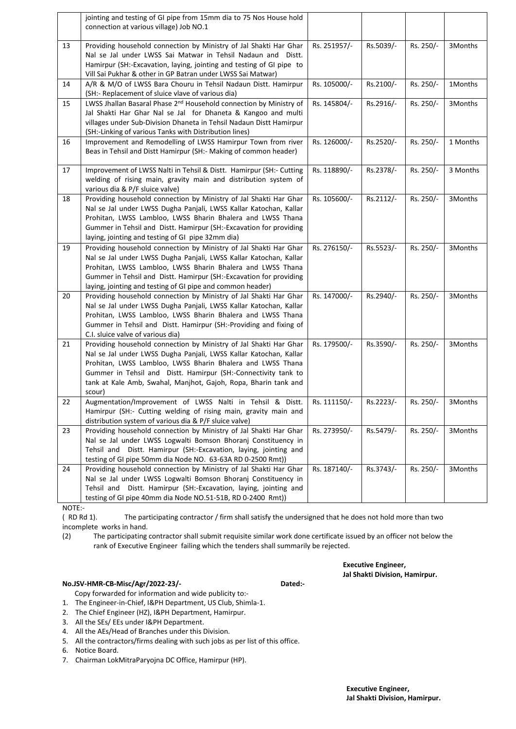| | | | | | |
|---|---|---|---|---|---|
| | jointing and testing of GI pipe from 15mm dia to 75 Nos House hold connection at various village) Job NO.1 | | | | |
| 13 | Providing household connection by Ministry of Jal Shakti Har Ghar Nal se Jal under LWSS Sai Matwar in Tehsil Nadaun and Distt. Hamirpur (SH:-Excavation, laying, jointing and testing of GI pipe to Vill Sai Pukhar & other in GP Batran under LWSS Sai Matwar) | Rs. 251957/- | Rs.5039/- | Rs. 250/- | 3Months |
| 14 | A/R & M/O of LWSS Bara Chouru in Tehsil Nadaun Distt. Hamirpur (SH:- Replacement of sluice vlave of various dia) | Rs. 105000/- | Rs.2100/- | Rs. 250/- | 1Months |
| 15 | LWSS Jhallan Basaral Phase 2nd Household connection by Ministry of Jal Shakti Har Ghar Nal se Jal for Dhaneta & Kangoo and multi villages under Sub-Division Dhaneta in Tehsil Nadaun Distt Hamirpur (SH:-Linking of various Tanks with Distribution lines) | Rs. 145804/- | Rs.2916/- | Rs. 250/- | 3Months |
| 16 | Improvement and Remodelling of LWSS Hamirpur Town from river Beas in Tehsil and Distt Hamirpur (SH:- Making of common header) | Rs. 126000/- | Rs.2520/- | Rs. 250/- | 1 Months |
| 17 | Improvement of LWSS Nalti in Tehsil & Distt. Hamirpur (SH:- Cutting welding of rising main, gravity main and distribution system of various dia & P/F sluice valve) | Rs. 118890/- | Rs.2378/- | Rs. 250/- | 3 Months |
| 18 | Providing household connection by Ministry of Jal Shakti Har Ghar Nal se Jal under LWSS Dugha Panjali, LWSS Kallar Katochan, Kallar Prohitan, LWSS Lambloo, LWSS Bharin Bhalera and LWSS Thana Gummer in Tehsil and Distt. Hamirpur (SH:-Excavation for providing laying, jointing and testing of GI pipe 32mm dia) | Rs. 105600/- | Rs.2112/- | Rs. 250/- | 3Months |
| 19 | Providing household connection by Ministry of Jal Shakti Har Ghar Nal se Jal under LWSS Dugha Panjali, LWSS Kallar Katochan, Kallar Prohitan, LWSS Lambloo, LWSS Bharin Bhalera and LWSS Thana Gummer in Tehsil and Distt. Hamirpur (SH:-Excavation for providing laying, jointing and testing of GI pipe and common header) | Rs. 276150/- | Rs.5523/- | Rs. 250/- | 3Months |
| 20 | Providing household connection by Ministry of Jal Shakti Har Ghar Nal se Jal under LWSS Dugha Panjali, LWSS Kallar Katochan, Kallar Prohitan, LWSS Lambloo, LWSS Bharin Bhalera and LWSS Thana Gummer in Tehsil and Distt. Hamirpur (SH:-Providing and fixing of C.I. sluice valve of various dia) | Rs. 147000/- | Rs.2940/- | Rs. 250/- | 3Months |
| 21 | Providing household connection by Ministry of Jal Shakti Har Ghar Nal se Jal under LWSS Dugha Panjali, LWSS Kallar Katochan, Kallar Prohitan, LWSS Lambloo, LWSS Bharin Bhalera and LWSS Thana Gummer in Tehsil and Distt. Hamirpur (SH:-Connectivity tank to tank at Kale Amb, Swahal, Manjhot, Gajoh, Ropa, Bharin tank and scour) | Rs. 179500/- | Rs.3590/- | Rs. 250/- | 3Months |
| 22 | Augmentation/Improvement of LWSS Nalti in Tehsil & Distt. Hamirpur (SH:- Cutting welding of rising main, gravity main and distribution system of various dia & P/F sluice valve) | Rs. 111150/- | Rs.2223/- | Rs. 250/- | 3Months |
| 23 | Providing household connection by Ministry of Jal Shakti Har Ghar Nal se Jal under LWSS Logwalti Bomson Bhoranj Constituency in Tehsil and Distt. Hamirpur (SH:-Excavation, laying, jointing and testing of GI pipe 50mm dia Node NO. 63-63A RD 0-2500 Rmt)) | Rs. 273950/- | Rs.5479/- | Rs. 250/- | 3Months |
| 24 | Providing household connection by Ministry of Jal Shakti Har Ghar Nal se Jal under LWSS Logwalti Bomson Bhoranj Constituency in Tehsil and Distt. Hamirpur (SH:-Excavation, laying, jointing and testing of GI pipe 40mm dia Node NO.51-51B, RD 0-2400 Rmt)) | Rs. 187140/- | Rs.3743/- | Rs. 250/- | 3Months |

NOTE:-

( RD Rd 1). The participating contractor / firm shall satisfy the undersigned that he does not hold more than two incomplete works in hand.

(2) The participating contractor shall submit requisite similar work done certificate issued by an officer not below the rank of Executive Engineer failing which the tenders shall summarily be rejected.

**Executive Engineer,**
**Jal Shakti Division, Hamirpur.**

**No.JSV-HMR-CB-Misc/Agr/2022-23/-** **Dated:-**

Copy forwarded for information and wide publicity to:-

1. The Engineer-in-Chief, I&PH Department, US Club, Shimla-1.
2. The Chief Engineer (HZ), I&PH Department, Hamirpur.
3. All the SEs/ EEs under I&PH Department.
4. All the AEs/Head of Branches under this Division.
5. All the contractors/firms dealing with such jobs as per list of this office.
6. Notice Board.
7. Chairman LokMitraParyojna DC Office, Hamirpur (HP).

**Executive Engineer,**
**Jal Shakti Division, Hamirpur.**